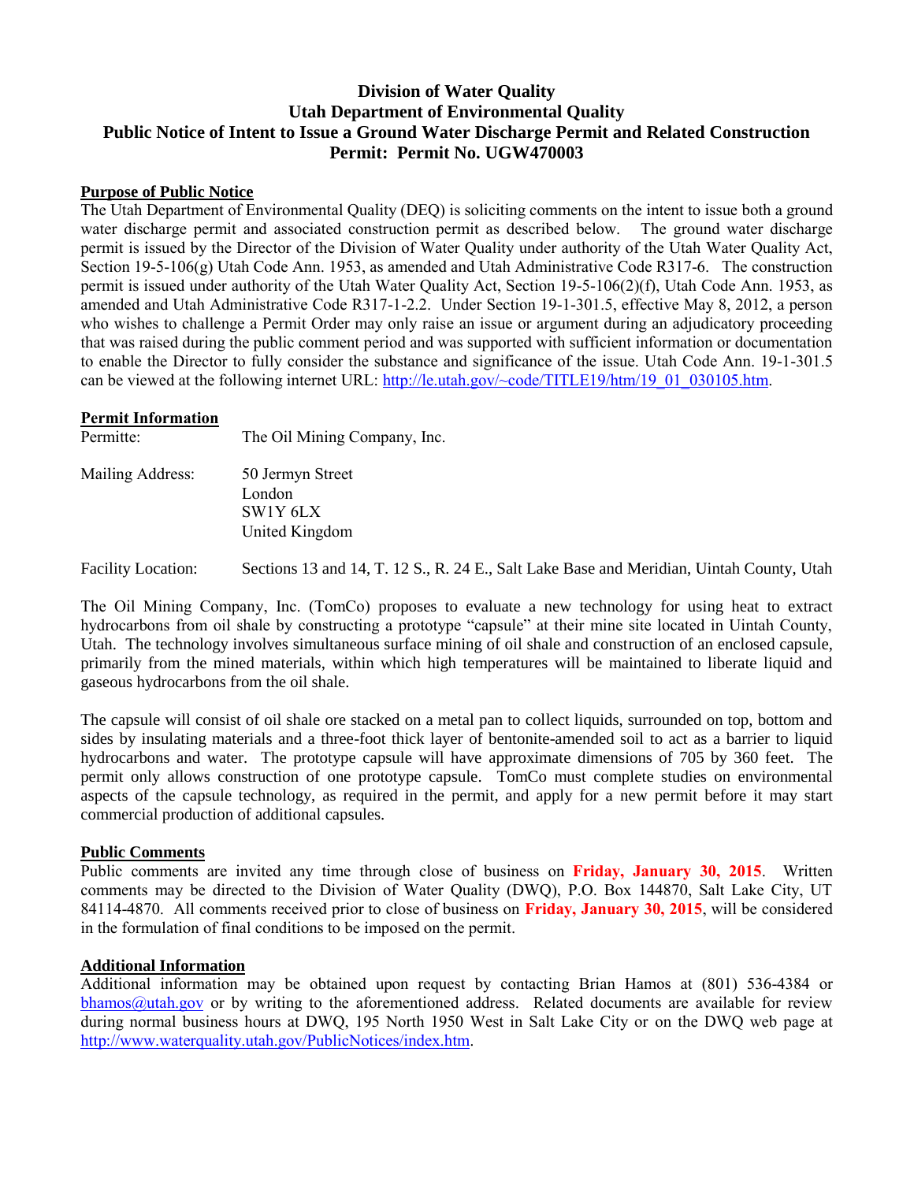# Division of Water Quality
# Utah Department of Environmental Quality
# Public Notice of Intent to Issue a Ground Water Discharge Permit and Related Construction Permit: Permit No. UGW470003

## Purpose of Public Notice

The Utah Department of Environmental Quality (DEQ) is soliciting comments on the intent to issue both a ground water discharge permit and associated construction permit as described below. The ground water discharge permit is issued by the Director of the Division of Water Quality under authority of the Utah Water Quality Act, Section 19-5-106(g) Utah Code Ann. 1953, as amended and Utah Administrative Code R317-6. The construction permit is issued under authority of the Utah Water Quality Act, Section 19-5-106(2)(f), Utah Code Ann. 1953, as amended and Utah Administrative Code R317-1-2.2. Under Section 19-1-301.5, effective May 8, 2012, a person who wishes to challenge a Permit Order may only raise an issue or argument during an adjudicatory proceeding that was raised during the public comment period and was supported with sufficient information or documentation to enable the Director to fully consider the substance and significance of the issue. Utah Code Ann. 19-1-301.5 can be viewed at the following internet URL: http://le.utah.gov/~code/TITLE19/htm/19_01_030105.htm.

## Permit Information

| | |
|---|---|
| Permitte: | The Oil Mining Company, Inc. |
| Mailing Address: | 50 Jermyn Street<br>London<br>SW1Y 6LX<br>United Kingdom |
| Facility Location: | Sections 13 and 14, T. 12 S., R. 24 E., Salt Lake Base and Meridian, Uintah County, Utah |

The Oil Mining Company, Inc. (TomCo) proposes to evaluate a new technology for using heat to extract hydrocarbons from oil shale by constructing a prototype "capsule" at their mine site located in Uintah County, Utah. The technology involves simultaneous surface mining of oil shale and construction of an enclosed capsule, primarily from the mined materials, within which high temperatures will be maintained to liberate liquid and gaseous hydrocarbons from the oil shale.

The capsule will consist of oil shale ore stacked on a metal pan to collect liquids, surrounded on top, bottom and sides by insulating materials and a three-foot thick layer of bentonite-amended soil to act as a barrier to liquid hydrocarbons and water. The prototype capsule will have approximate dimensions of 705 by 360 feet. The permit only allows construction of one prototype capsule. TomCo must complete studies on environmental aspects of the capsule technology, as required in the permit, and apply for a new permit before it may start commercial production of additional capsules.

## Public Comments

Public comments are invited any time through close of business on **Friday, January 30, 2015**. Written comments may be directed to the Division of Water Quality (DWQ), P.O. Box 144870, Salt Lake City, UT 84114-4870. All comments received prior to close of business on **Friday, January 30, 2015**, will be considered in the formulation of final conditions to be imposed on the permit.

## Additional Information

Additional information may be obtained upon request by contacting Brian Hamos at (801) 536-4384 or bhamos@utah.gov or by writing to the aforementioned address. Related documents are available for review during normal business hours at DWQ, 195 North 1950 West in Salt Lake City or on the DWQ web page at http://www.waterquality.utah.gov/PublicNotices/index.htm.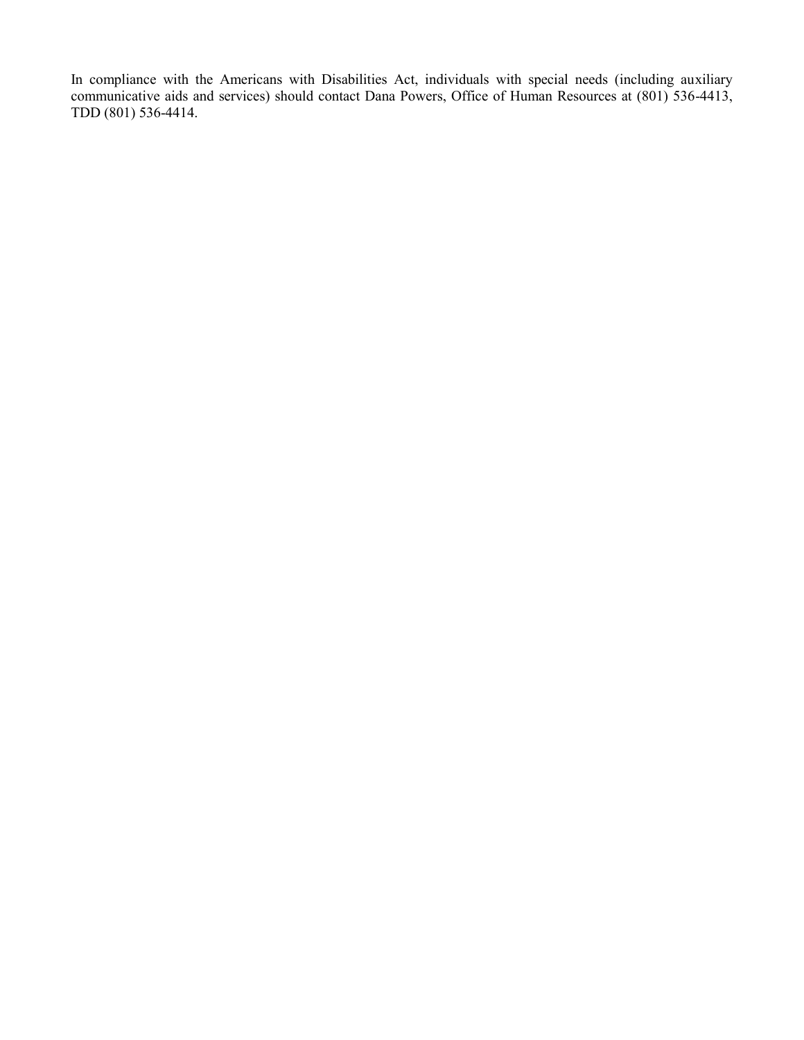In compliance with the Americans with Disabilities Act, individuals with special needs (including auxiliary communicative aids and services) should contact Dana Powers, Office of Human Resources at (801) 536-4413, TDD (801) 536-4414.